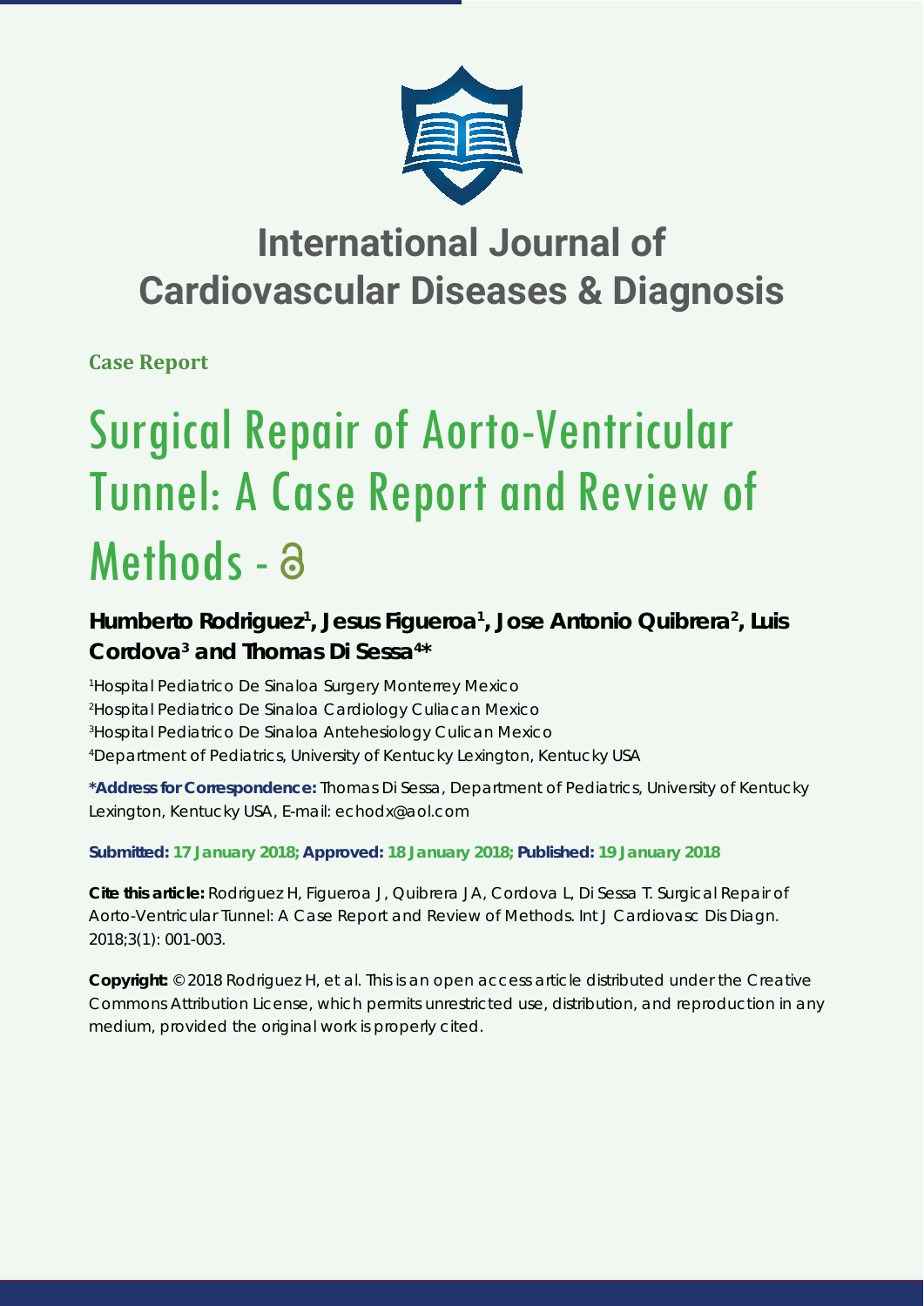# International Journal of Cardiovascular Diseases & Diagnosis

**Case Report**

# Surgical Repair of Aorto-Ventricular Tunnel: A Case Report and Review of Methods

**Humberto Rodriguez[1], Jesus Figueroa[1], Jose Antonio Quibrera[2], Luis Cordova[3] and Thomas Di Sessa[4]***

[1]Hospital Pediatrico De Sinaloa Surgery Monterrey Mexico
[2]Hospital Pediatrico De Sinaloa Cardiology Culiacan Mexico
[3]Hospital Pediatrico De Sinaloa Antehesiology Culican Mexico
[4]Department of Pediatrics, University of Kentucky Lexington, Kentucky USA

***Address for Correspondence:** Thomas Di Sessa, Department of Pediatrics, University of Kentucky Lexington, Kentucky USA, E-mail: echodx@aol.com

**Submitted: 17 January 2018; Approved: 18 January 2018; Published: 19 January 2018**

**Cite this article:** Rodriguez H, Figueroa J, Quibrera JA, Cordova L, Di Sessa T. Surgical Repair of Aorto-Ventricular Tunnel: A Case Report and Review of Methods. Int J Cardiovasc Dis Diagn. 2018;3(1): 001-003.

**Copyright:** © 2018 Rodriguez H, et al. This is an open access article distributed under the Creative Commons Attribution License, which permits unrestricted use, distribution, and reproduction in any medium, provided the original work is properly cited.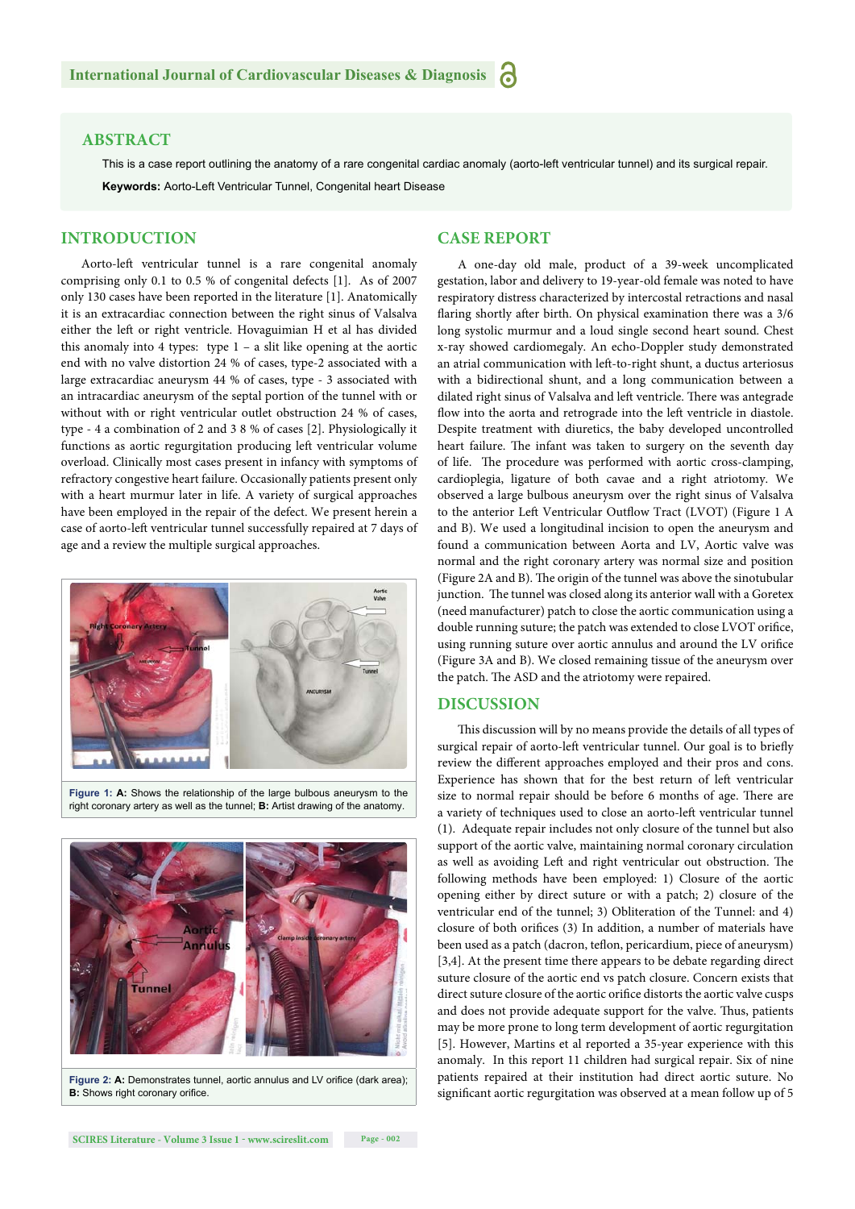## ABSTRACT

This is a case report outlining the anatomy of a rare congenital cardiac anomaly (aorto-left ventricular tunnel) and its surgical repair.

**Keywords:** Aorto-Left Ventricular Tunnel, Congenital heart Disease

## INTRODUCTION

Aorto-left ventricular tunnel is a rare congenital anomaly comprising only 0.1 to 0.5 % of congenital defects [1]. As of 2007 only 130 cases have been reported in the literature [1]. Anatomically it is an extracardiac connection between the right sinus of Valsalva either the left or right ventricle. Hovaguimian H et al has divided this anomaly into 4 types: type 1 – a slit like opening at the aortic end with no valve distortion 24 % of cases, type-2 associated with a large extracardiac aneurysm 44 % of cases, type - 3 associated with an intracardiac aneurysm of the septal portion of the tunnel with or without with or right ventricular outlet obstruction 24 % of cases, type - 4 a combination of 2 and 3 8 % of cases [2]. Physiologically it functions as aortic regurgitation producing left ventricular volume overload. Clinically most cases present in infancy with symptoms of refractory congestive heart failure. Occasionally patients present only with a heart murmur later in life. A variety of surgical approaches have been employed in the repair of the defect. We present herein a case of aorto-left ventricular tunnel successfully repaired at 7 days of age and a review the multiple surgical approaches.

Figure 1: A: Shows the relationship of the large bulbous aneurysm to the right coronary artery as well as the tunnel; B: Artist drawing of the anatomy.

Figure 2: A: Demonstrates tunnel, aortic annulus and LV orifice (dark area); B: Shows right coronary orifice.

## CASE REPORT

A one-day old male, product of a 39-week uncomplicated gestation, labor and delivery to 19-year-old female was noted to have respiratory distress characterized by intercostal retractions and nasal flaring shortly after birth. On physical examination there was a 3/6 long systolic murmur and a loud single second heart sound. Chest x-ray showed cardiomegaly. An echo-Doppler study demonstrated an atrial communication with left-to-right shunt, a ductus arteriosus with a bidirectional shunt, and a long communication between a dilated right sinus of Valsalva and left ventricle. There was antegrade flow into the aorta and retrograde into the left ventricle in diastole. Despite treatment with diuretics, the baby developed uncontrolled heart failure. The infant was taken to surgery on the seventh day of life. The procedure was performed with aortic cross-clamping, cardioplegia, ligature of both cavae and a right atriotomy. We observed a large bulbous aneurysm over the right sinus of Valsalva to the anterior Left Ventricular Outflow Tract (LVOT) (Figure 1 A and B). We used a longitudinal incision to open the aneurysm and found a communication between Aorta and LV, Aortic valve was normal and the right coronary artery was normal size and position (Figure 2A and B). The origin of the tunnel was above the sinotubular junction. The tunnel was closed along its anterior wall with a Goretex (need manufacturer) patch to close the aortic communication using a double running suture; the patch was extended to close LVOT orifice, using running suture over aortic annulus and around the LV orifice (Figure 3A and B). We closed remaining tissue of the aneurysm over the patch. The ASD and the atriotomy were repaired.

## DISCUSSION

This discussion will by no means provide the details of all types of surgical repair of aorto-left ventricular tunnel. Our goal is to briefly review the different approaches employed and their pros and cons. Experience has shown that for the best return of left ventricular size to normal repair should be before 6 months of age. There are a variety of techniques used to close an aorto-left ventricular tunnel (1). Adequate repair includes not only closure of the tunnel but also support of the aortic valve, maintaining normal coronary circulation as well as avoiding Left and right ventricular out obstruction. The following methods have been employed: 1) Closure of the aortic opening either by direct suture or with a patch; 2) closure of the ventricular end of the tunnel; 3) Obliteration of the Tunnel: and 4) closure of both orifices (3) In addition, a number of materials have been used as a patch (dacron, teflon, pericardium, piece of aneurysm) [3,4]. At the present time there appears to be debate regarding direct suture closure of the aortic end vs patch closure. Concern exists that direct suture closure of the aortic orifice distorts the aortic valve cusps and does not provide adequate support for the valve. Thus, patients may be more prone to long term development of aortic regurgitation [5]. However, Martins et al reported a 35-year experience with this anomaly. In this report 11 children had surgical repair. Six of nine patients repaired at their institution had direct aortic suture. No significant aortic regurgitation was observed at a mean follow up of 5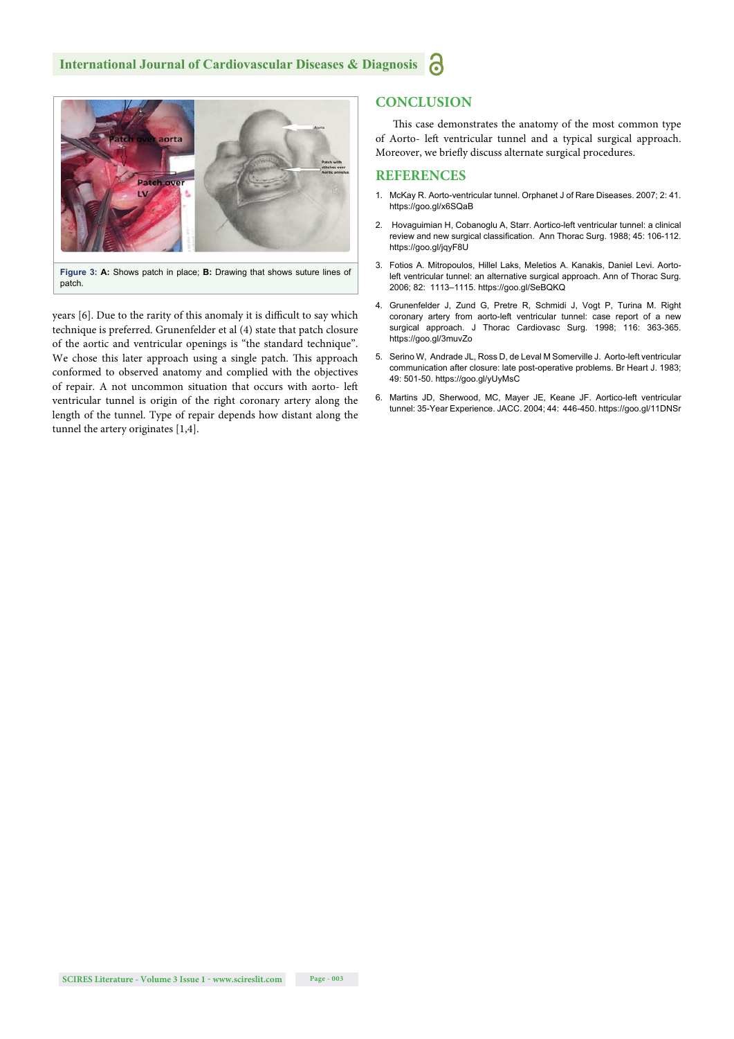Figure 3: **A:** Shows patch in place; **B:** Drawing that shows suture lines of patch.

years [6]. Due to the rarity of this anomaly it is difficult to say which technique is preferred. Grunenfelder et al (4) state that patch closure of the aortic and ventricular openings is "the standard technique". We chose this later approach using a single patch. This approach conformed to observed anatomy and complied with the objectives of repair. A not uncommon situation that occurs with aorto- left ventricular tunnel is origin of the right coronary artery along the length of the tunnel. Type of repair depends how distant along the tunnel the artery originates [1,4].

## CONCLUSION

This case demonstrates the anatomy of the most common type of Aorto- left ventricular tunnel and a typical surgical approach. Moreover, we briefly discuss alternate surgical procedures.

## REFERENCES

1. McKay R. Aorto-ventricular tunnel. Orphanet J of Rare Diseases. 2007; 2: 41. https://goo.gl/x6SQaB
2. Hovaguimian H, Cobanoglu A, Starr. Aortico-left ventricular tunnel: a clinical review and new surgical classification. Ann Thorac Surg. 1988; 45: 106-112. https://goo.gl/jqyF8U
3. Fotios A. Mitropoulos, Hillel Laks, Meletios A. Kanakis, Daniel Levi. Aorto-left ventricular tunnel: an alternative surgical approach. Ann of Thorac Surg. 2006; 82: 1113–1115. https://goo.gl/SeBQKQ
4. Grunenfelder J, Zund G, Pretre R, Schmidi J, Vogt P, Turina M. Right coronary artery from aorto-left ventricular tunnel: case report of a new surgical approach. J Thorac Cardiovasc Surg. 1998; 116: 363-365. https://goo.gl/3muvZo
5. Serino W, Andrade JL, Ross D, de Leval M Somerville J. Aorto-left ventricular communication after closure: late post-operative problems. Br Heart J. 1983; 49: 501-50. https://goo.gl/yUyMsC
6. Martins JD, Sherwood, MC, Mayer JE, Keane JF. Aortico-left ventricular tunnel: 35-Year Experience. JACC. 2004; 44: 446-450. https://goo.gl/11DNSr